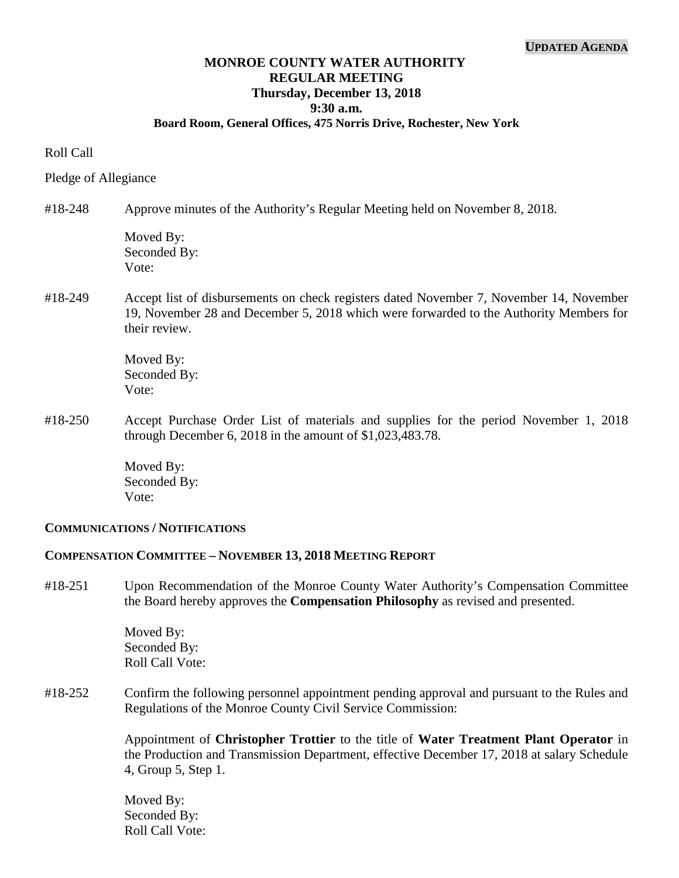**UPDATED AGENDA**

# MONROE COUNTY WATER AUTHORITY
## REGULAR MEETING
### Thursday, December 13, 2018
### 9:30 a.m.
### Board Room, General Offices, 475 Norris Drive, Rochester, New York

Roll Call

Pledge of Allegiance

#18-248 Approve minutes of the Authority's Regular Meeting held on November 8, 2018.

Moved By:
Seconded By:
Vote:

#18-249 Accept list of disbursements on check registers dated November 7, November 14, November 19, November 28 and December 5, 2018 which were forwarded to the Authority Members for their review.

Moved By:
Seconded By:
Vote:

#18-250 Accept Purchase Order List of materials and supplies for the period November 1, 2018 through December 6, 2018 in the amount of $1,023,483.78.

Moved By:
Seconded By:
Vote:

**COMMUNICATIONS / NOTIFICATIONS**

**COMPENSATION COMMITTEE – NOVEMBER 13, 2018 MEETING REPORT**

#18-251 Upon Recommendation of the Monroe County Water Authority's Compensation Committee the Board hereby approves the **Compensation Philosophy** as revised and presented.

Moved By:
Seconded By:
Roll Call Vote:

#18-252 Confirm the following personnel appointment pending approval and pursuant to the Rules and Regulations of the Monroe County Civil Service Commission:

Appointment of **Christopher Trottier** to the title of **Water Treatment Plant Operator** in the Production and Transmission Department, effective December 17, 2018 at salary Schedule 4, Group 5, Step 1.

Moved By:
Seconded By:
Roll Call Vote: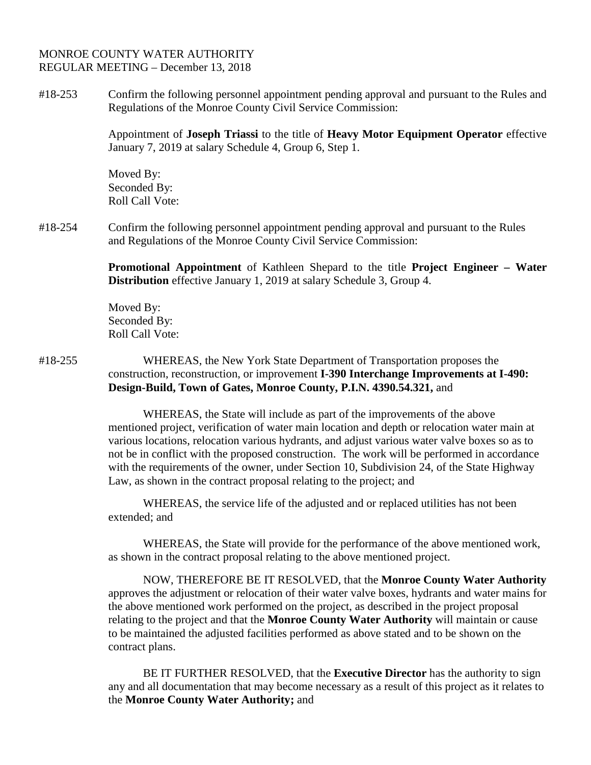MONROE COUNTY WATER AUTHORITY
REGULAR MEETING – December 13, 2018

#18-253 Confirm the following personnel appointment pending approval and pursuant to the Rules and Regulations of the Monroe County Civil Service Commission:

Appointment of **Joseph Triassi** to the title of **Heavy Motor Equipment Operator** effective January 7, 2019 at salary Schedule 4, Group 6, Step 1.

Moved By:
Seconded By:
Roll Call Vote:

#18-254 Confirm the following personnel appointment pending approval and pursuant to the Rules and Regulations of the Monroe County Civil Service Commission:

**Promotional Appointment** of Kathleen Shepard to the title **Project Engineer – Water Distribution** effective January 1, 2019 at salary Schedule 3, Group 4.

Moved By:
Seconded By:
Roll Call Vote:

#18-255 WHEREAS, the New York State Department of Transportation proposes the construction, reconstruction, or improvement **I-390 Interchange Improvements at I-490: Design-Build, Town of Gates, Monroe County, P.I.N. 4390.54.321,** and

WHEREAS, the State will include as part of the improvements of the above mentioned project, verification of water main location and depth or relocation water main at various locations, relocation various hydrants, and adjust various water valve boxes so as to not be in conflict with the proposed construction. The work will be performed in accordance with the requirements of the owner, under Section 10, Subdivision 24, of the State Highway Law, as shown in the contract proposal relating to the project; and

WHEREAS, the service life of the adjusted and or replaced utilities has not been extended; and

WHEREAS, the State will provide for the performance of the above mentioned work, as shown in the contract proposal relating to the above mentioned project.

NOW, THEREFORE BE IT RESOLVED, that the **Monroe County Water Authority** approves the adjustment or relocation of their water valve boxes, hydrants and water mains for the above mentioned work performed on the project, as described in the project proposal relating to the project and that the **Monroe County Water Authority** will maintain or cause to be maintained the adjusted facilities performed as above stated and to be shown on the contract plans.

BE IT FURTHER RESOLVED, that the **Executive Director** has the authority to sign any and all documentation that may become necessary as a result of this project as it relates to the **Monroe County Water Authority;** and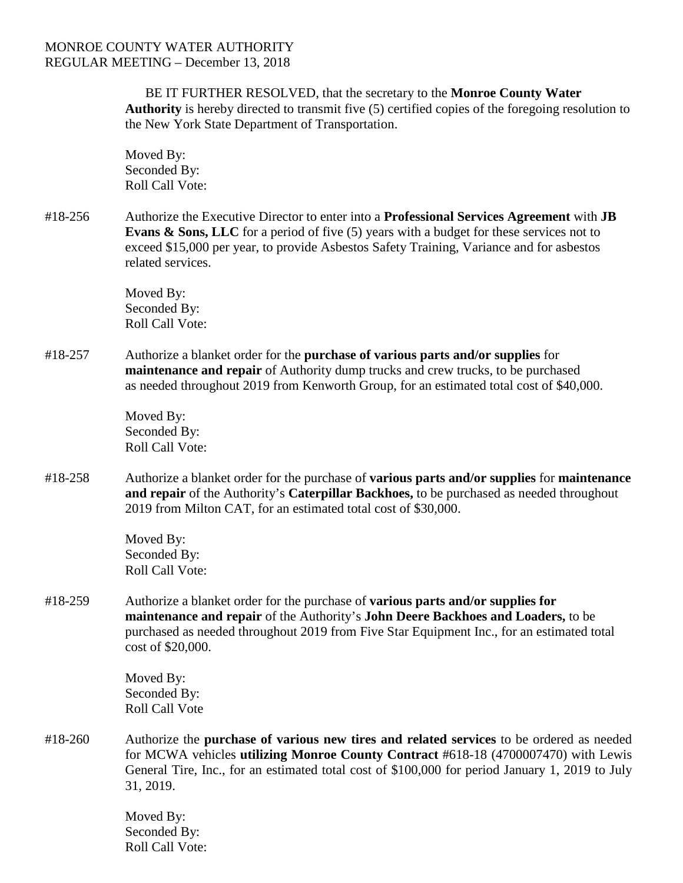BE IT FURTHER RESOLVED, that the secretary to the **Monroe County Water Authority** is hereby directed to transmit five (5) certified copies of the foregoing resolution to the New York State Department of Transportation.

Moved By:
Seconded By:
Roll Call Vote:

#18-256 Authorize the Executive Director to enter into a **Professional Services Agreement** with **JB Evans & Sons, LLC** for a period of five (5) years with a budget for these services not to exceed $15,000 per year, to provide Asbestos Safety Training, Variance and for asbestos related services.

Moved By:
Seconded By:
Roll Call Vote:

#18-257 Authorize a blanket order for the **purchase of various parts and/or supplies** for **maintenance and repair** of Authority dump trucks and crew trucks, to be purchased as needed throughout 2019 from Kenworth Group, for an estimated total cost of $40,000.

Moved By:
Seconded By:
Roll Call Vote:

#18-258 Authorize a blanket order for the purchase of **various parts and/or supplies** for **maintenance and repair** of the Authority's **Caterpillar Backhoes,** to be purchased as needed throughout 2019 from Milton CAT, for an estimated total cost of $30,000.

Moved By:
Seconded By:
Roll Call Vote:

#18-259 Authorize a blanket order for the purchase of **various parts and/or supplies for maintenance and repair** of the Authority's **John Deere Backhoes and Loaders,** to be purchased as needed throughout 2019 from Five Star Equipment Inc., for an estimated total cost of $20,000.

Moved By:
Seconded By:
Roll Call Vote

#18-260 Authorize the **purchase of various new tires and related services** to be ordered as needed for MCWA vehicles **utilizing Monroe County Contract** #618-18 (4700007470) with Lewis General Tire, Inc., for an estimated total cost of $100,000 for period January 1, 2019 to July 31, 2019.

Moved By:
Seconded By:
Roll Call Vote: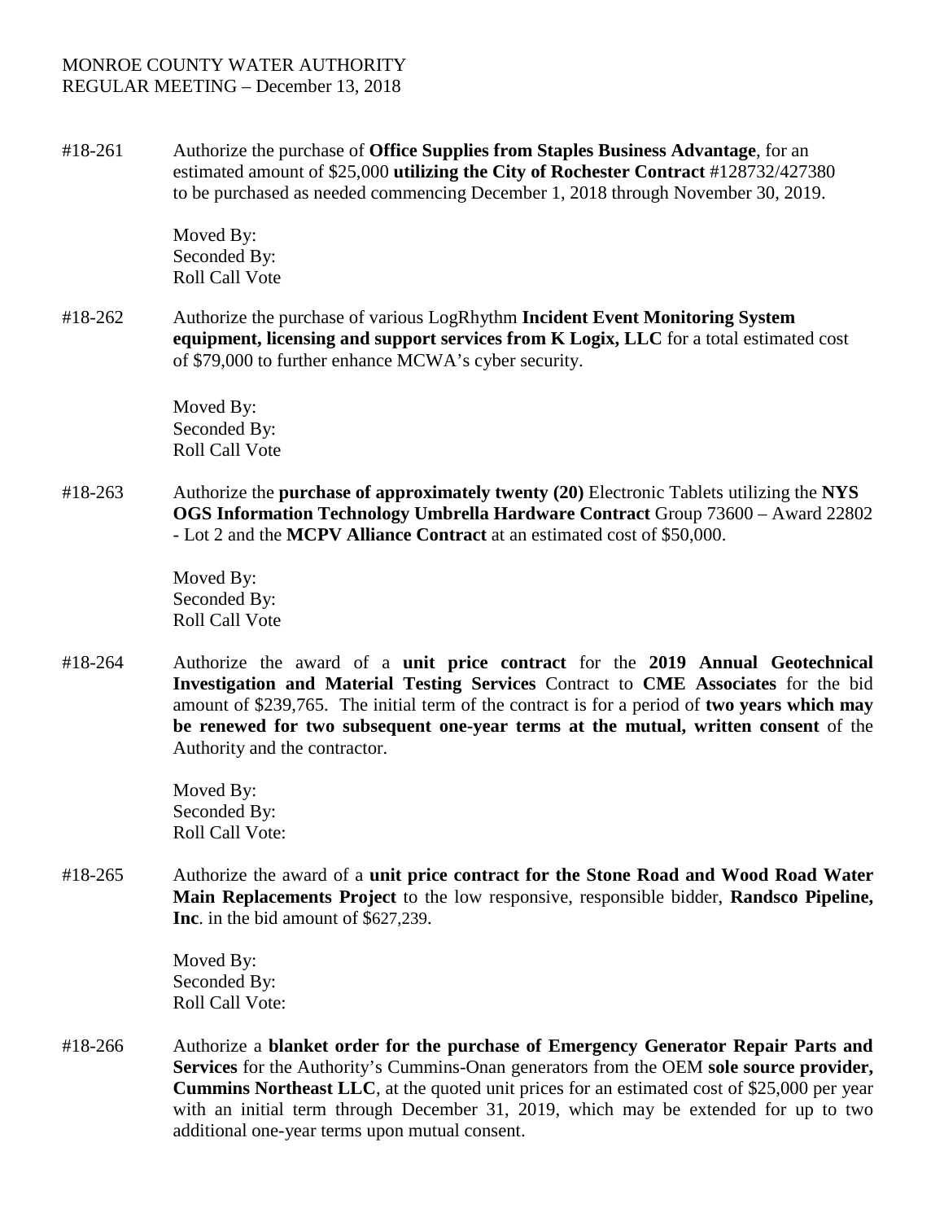MONROE COUNTY WATER AUTHORITY
REGULAR MEETING – December 13, 2018

#18-261 Authorize the purchase of **Office Supplies from Staples Business Advantage**, for an estimated amount of $25,000 **utilizing the City of Rochester Contract** #128732/427380 to be purchased as needed commencing December 1, 2018 through November 30, 2019.

Moved By:
Seconded By:
Roll Call Vote

#18-262 Authorize the purchase of various LogRhythm **Incident Event Monitoring System equipment, licensing and support services from K Logix, LLC** for a total estimated cost of $79,000 to further enhance MCWA's cyber security.

Moved By:
Seconded By:
Roll Call Vote

#18-263 Authorize the **purchase of approximately twenty (20)** Electronic Tablets utilizing the **NYS OGS Information Technology Umbrella Hardware Contract** Group 73600 – Award 22802 - Lot 2 and the **MCPV Alliance Contract** at an estimated cost of $50,000.

Moved By:
Seconded By:
Roll Call Vote

#18-264 Authorize the award of a **unit price contract** for the **2019 Annual Geotechnical Investigation and Material Testing Services** Contract to **CME Associates** for the bid amount of $239,765. The initial term of the contract is for a period of **two years which may be renewed for two subsequent one-year terms at the mutual, written consent** of the Authority and the contractor.

Moved By:
Seconded By:
Roll Call Vote:

#18-265 Authorize the award of a **unit price contract for the Stone Road and Wood Road Water Main Replacements Project** to the low responsive, responsible bidder, **Randsco Pipeline, Inc**. in the bid amount of $627,239.

Moved By:
Seconded By:
Roll Call Vote:

#18-266 Authorize a **blanket order for the purchase of Emergency Generator Repair Parts and Services** for the Authority's Cummins-Onan generators from the OEM **sole source provider, Cummins Northeast LLC**, at the quoted unit prices for an estimated cost of $25,000 per year with an initial term through December 31, 2019, which may be extended for up to two additional one-year terms upon mutual consent.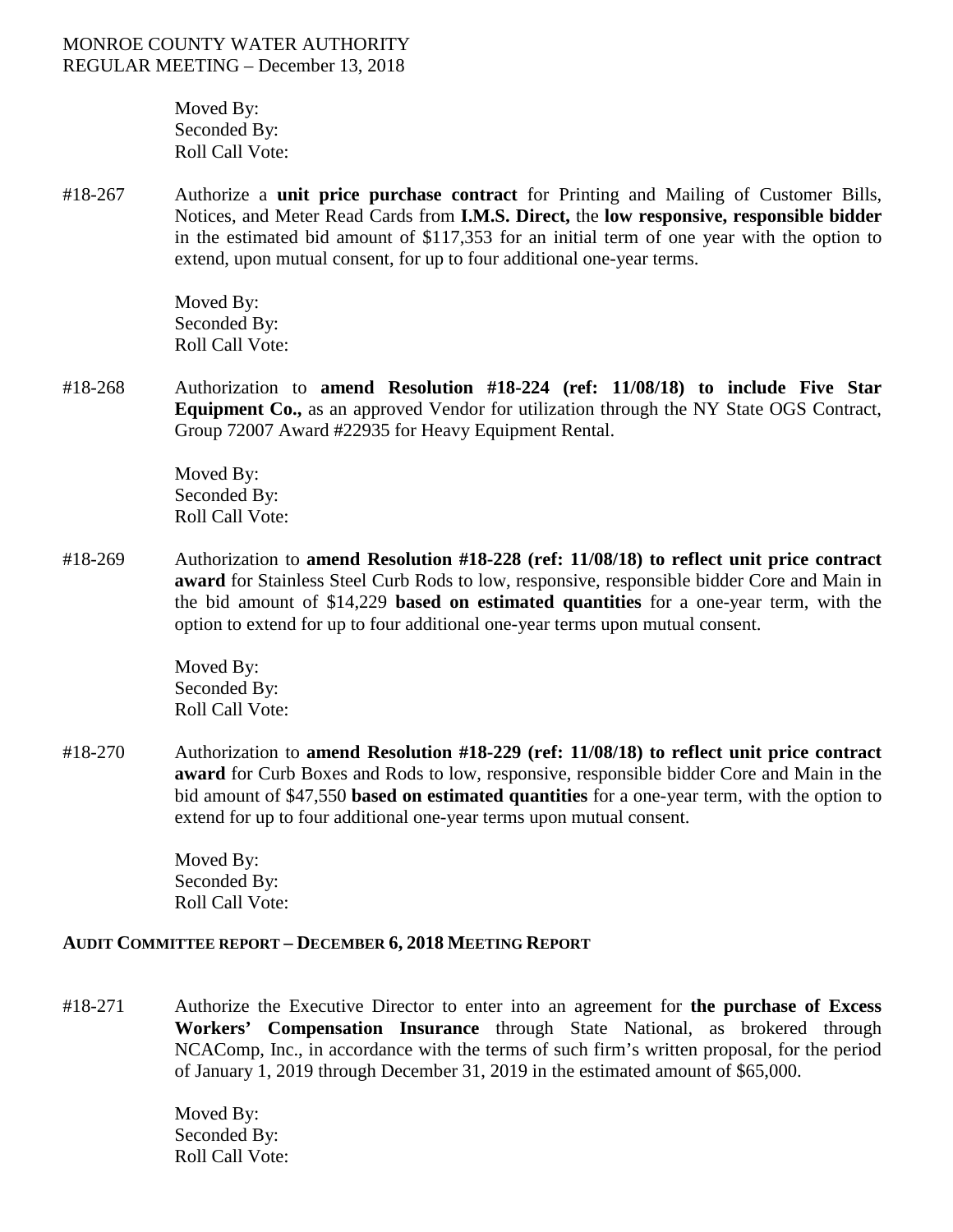Moved By:
Seconded By:
Roll Call Vote:

#18-267 Authorize a **unit price purchase contract** for Printing and Mailing of Customer Bills, Notices, and Meter Read Cards from **I.M.S. Direct,** the **low responsive, responsible bidder** in the estimated bid amount of $117,353 for an initial term of one year with the option to extend, upon mutual consent, for up to four additional one-year terms.

Moved By:
Seconded By:
Roll Call Vote:

#18-268 Authorization to **amend Resolution #18-224 (ref: 11/08/18) to include Five Star Equipment Co.,** as an approved Vendor for utilization through the NY State OGS Contract, Group 72007 Award #22935 for Heavy Equipment Rental.

Moved By:
Seconded By:
Roll Call Vote:

#18-269 Authorization to **amend Resolution #18-228 (ref: 11/08/18) to reflect unit price contract award** for Stainless Steel Curb Rods to low, responsive, responsible bidder Core and Main in the bid amount of $14,229 **based on estimated quantities** for a one-year term, with the option to extend for up to four additional one-year terms upon mutual consent.

Moved By:
Seconded By:
Roll Call Vote:

#18-270 Authorization to **amend Resolution #18-229 (ref: 11/08/18) to reflect unit price contract award** for Curb Boxes and Rods to low, responsive, responsible bidder Core and Main in the bid amount of $47,550 **based on estimated quantities** for a one-year term, with the option to extend for up to four additional one-year terms upon mutual consent.

Moved By:
Seconded By:
Roll Call Vote:

**AUDIT COMMITTEE REPORT – DECEMBER 6, 2018 MEETING REPORT**

#18-271 Authorize the Executive Director to enter into an agreement for **the purchase of Excess Workers' Compensation Insurance** through State National, as brokered through NCAComp, Inc., in accordance with the terms of such firm's written proposal, for the period of January 1, 2019 through December 31, 2019 in the estimated amount of $65,000.

Moved By:
Seconded By:
Roll Call Vote: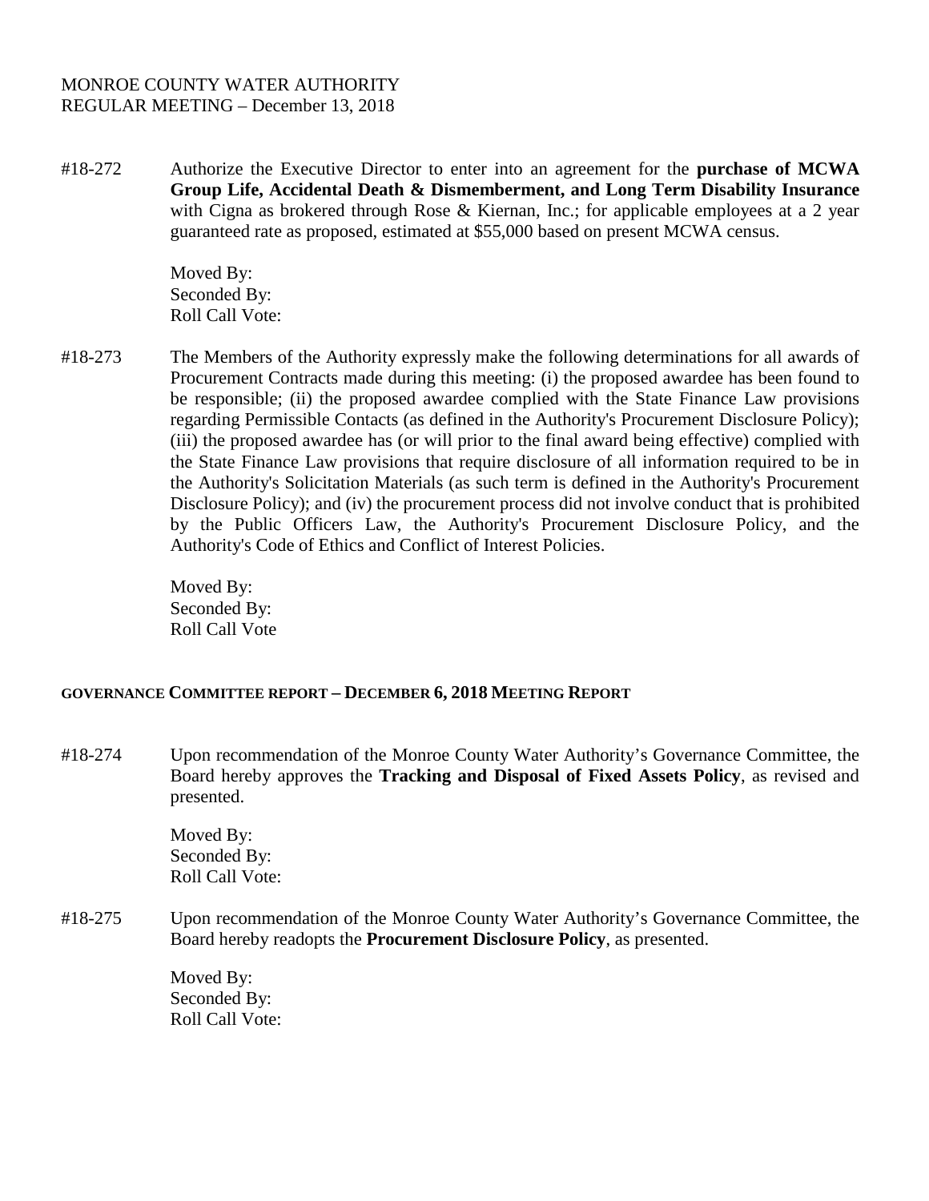MONROE COUNTY WATER AUTHORITY
REGULAR MEETING – December 13, 2018

#18-272 Authorize the Executive Director to enter into an agreement for the **purchase of MCWA Group Life, Accidental Death & Dismemberment, and Long Term Disability Insurance** with Cigna as brokered through Rose & Kiernan, Inc.; for applicable employees at a 2 year guaranteed rate as proposed, estimated at $55,000 based on present MCWA census.

Moved By:
Seconded By:
Roll Call Vote:

#18-273 The Members of the Authority expressly make the following determinations for all awards of Procurement Contracts made during this meeting: (i) the proposed awardee has been found to be responsible; (ii) the proposed awardee complied with the State Finance Law provisions regarding Permissible Contacts (as defined in the Authority's Procurement Disclosure Policy); (iii) the proposed awardee has (or will prior to the final award being effective) complied with the State Finance Law provisions that require disclosure of all information required to be in the Authority's Solicitation Materials (as such term is defined in the Authority's Procurement Disclosure Policy); and (iv) the procurement process did not involve conduct that is prohibited by the Public Officers Law, the Authority's Procurement Disclosure Policy, and the Authority's Code of Ethics and Conflict of Interest Policies.

Moved By:
Seconded By:
Roll Call Vote

**GOVERNANCE COMMITTEE REPORT – DECEMBER 6, 2018 MEETING REPORT**

#18-274 Upon recommendation of the Monroe County Water Authority's Governance Committee, the Board hereby approves the **Tracking and Disposal of Fixed Assets Policy**, as revised and presented.

Moved By:
Seconded By:
Roll Call Vote:

#18-275 Upon recommendation of the Monroe County Water Authority's Governance Committee, the Board hereby readopts the **Procurement Disclosure Policy**, as presented.

Moved By:
Seconded By:
Roll Call Vote: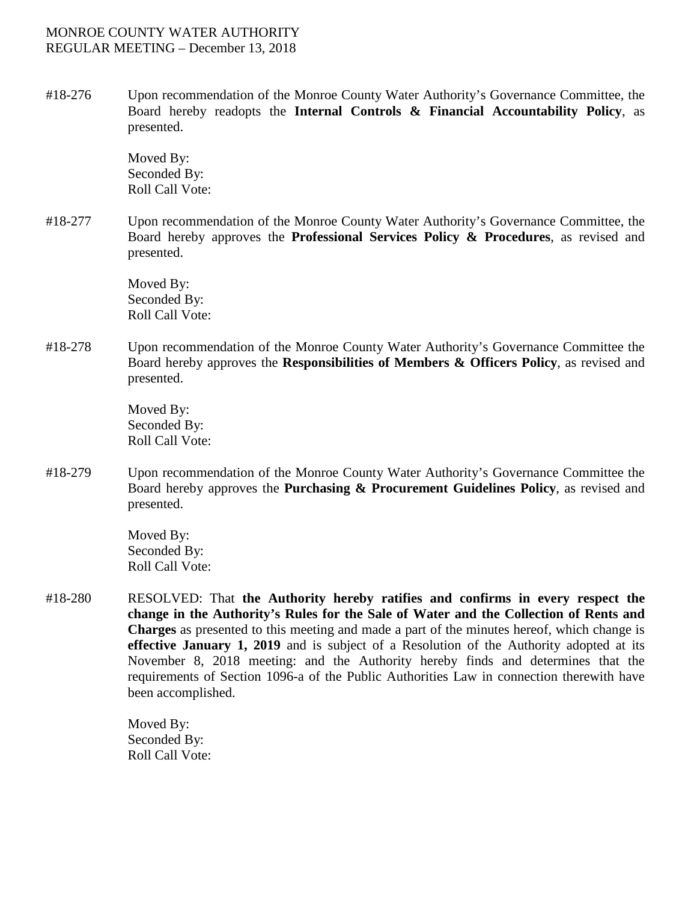#18-276 Upon recommendation of the Monroe County Water Authority's Governance Committee, the Board hereby readopts the **Internal Controls & Financial Accountability Policy**, as presented.

Moved By:
Seconded By:
Roll Call Vote:

#18-277 Upon recommendation of the Monroe County Water Authority's Governance Committee, the Board hereby approves the **Professional Services Policy & Procedures**, as revised and presented.

Moved By:
Seconded By:
Roll Call Vote:

#18-278 Upon recommendation of the Monroe County Water Authority's Governance Committee the Board hereby approves the **Responsibilities of Members & Officers Policy**, as revised and presented.

Moved By:
Seconded By:
Roll Call Vote:

#18-279 Upon recommendation of the Monroe County Water Authority's Governance Committee the Board hereby approves the **Purchasing & Procurement Guidelines Policy**, as revised and presented.

Moved By:
Seconded By:
Roll Call Vote:

#18-280 RESOLVED: That **the Authority hereby ratifies and confirms in every respect the change in the Authority's Rules for the Sale of Water and the Collection of Rents and Charges** as presented to this meeting and made a part of the minutes hereof, which change is **effective January 1, 2019** and is subject of a Resolution of the Authority adopted at its November 8, 2018 meeting: and the Authority hereby finds and determines that the requirements of Section 1096-a of the Public Authorities Law in connection therewith have been accomplished.

Moved By:
Seconded By:
Roll Call Vote: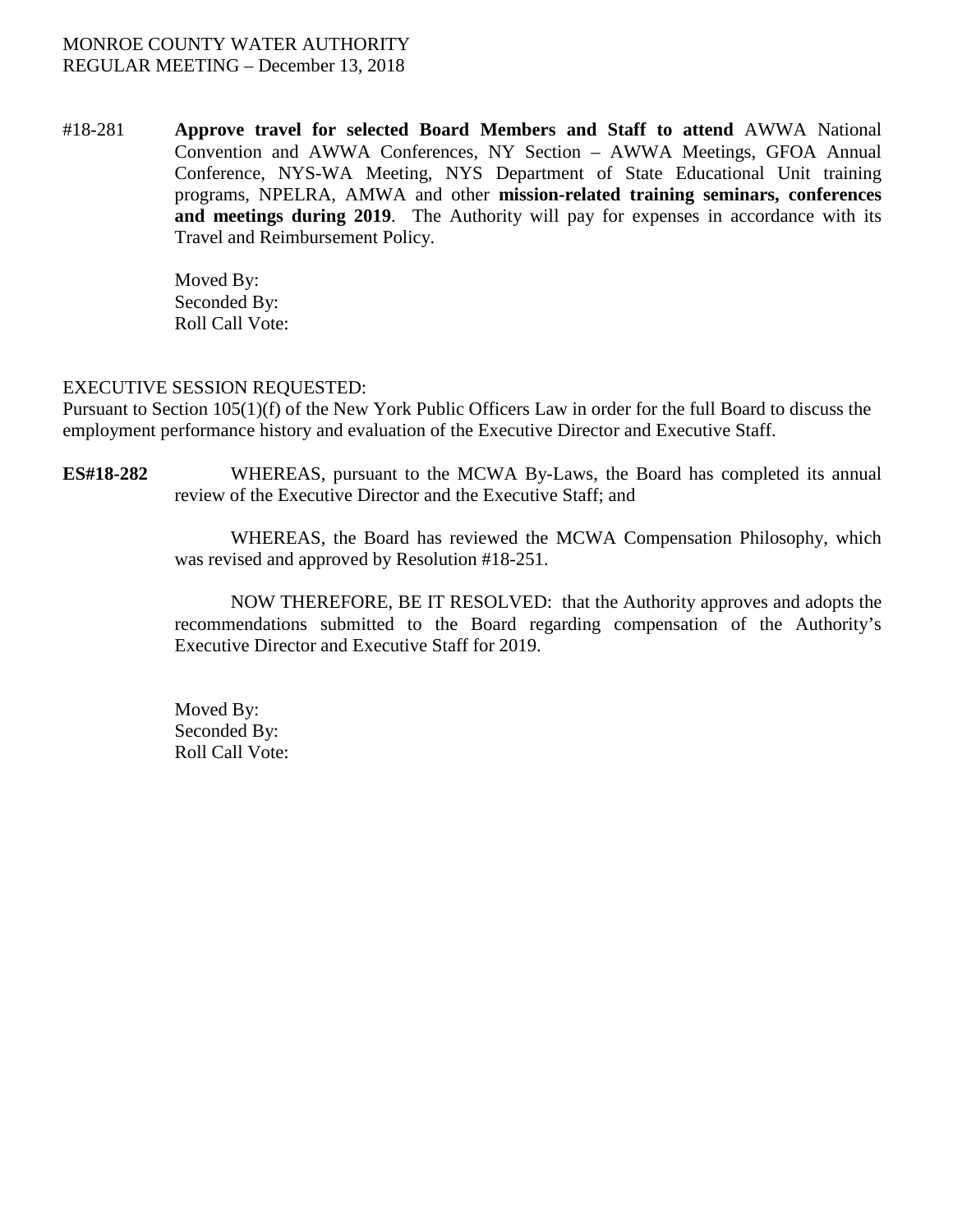#18-281 **Approve travel for selected Board Members and Staff to attend** AWWA National Convention and AWWA Conferences, NY Section – AWWA Meetings, GFOA Annual Conference, NYS-WA Meeting, NYS Department of State Educational Unit training programs, NPELRA, AMWA and other **mission-related training seminars, conferences and meetings during 2019**. The Authority will pay for expenses in accordance with its Travel and Reimbursement Policy.

Moved By:
Seconded By:
Roll Call Vote:

EXECUTIVE SESSION REQUESTED:
Pursuant to Section 105(1)(f) of the New York Public Officers Law in order for the full Board to discuss the employment performance history and evaluation of the Executive Director and Executive Staff.

**ES#18-282** WHEREAS, pursuant to the MCWA By-Laws, the Board has completed its annual review of the Executive Director and the Executive Staff; and

WHEREAS, the Board has reviewed the MCWA Compensation Philosophy, which was revised and approved by Resolution #18-251.

NOW THEREFORE, BE IT RESOLVED: that the Authority approves and adopts the recommendations submitted to the Board regarding compensation of the Authority's Executive Director and Executive Staff for 2019.

Moved By:
Seconded By:
Roll Call Vote: